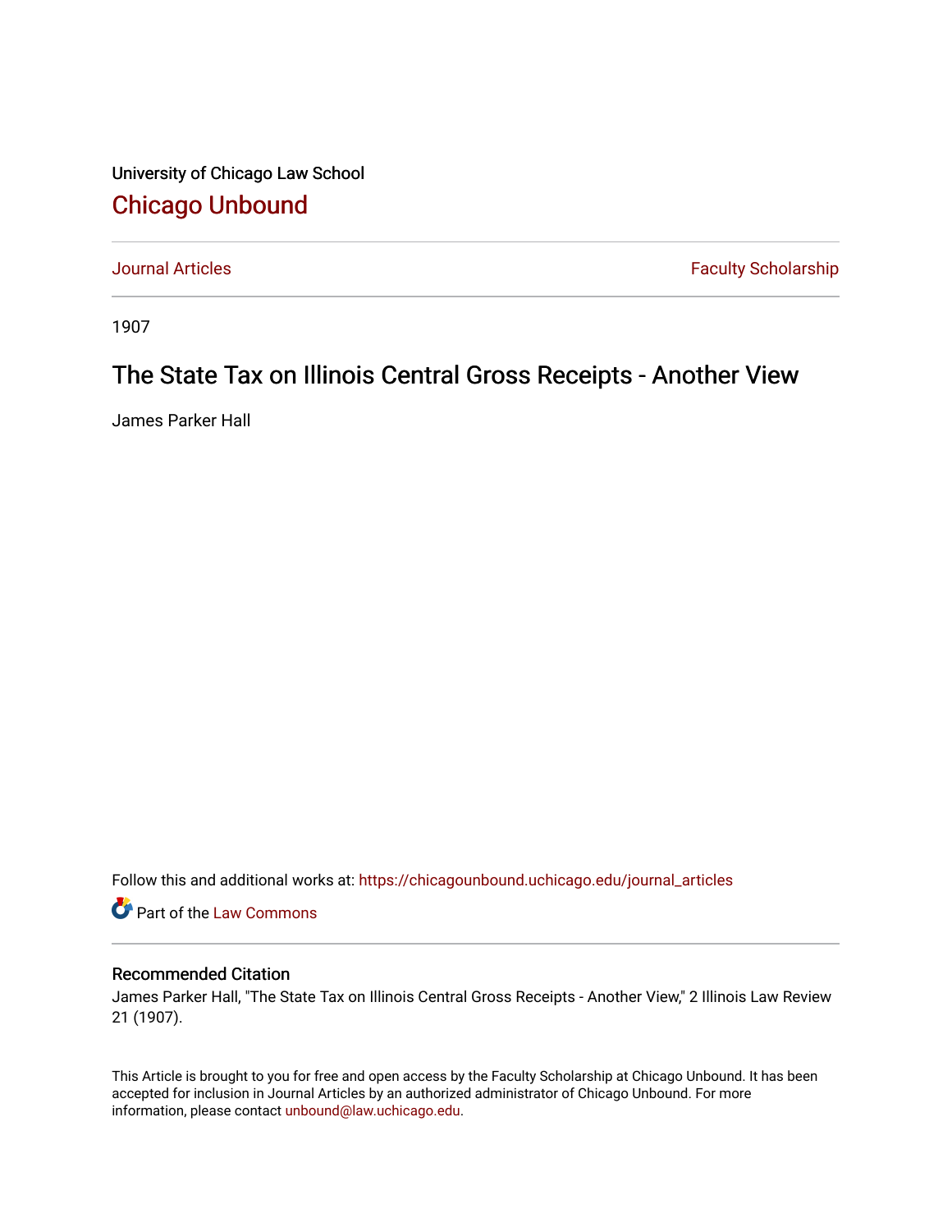University of Chicago Law School

## Chicago Unbound

Journal Articles | Faculty Scholarship

1907

# The State Tax on Illinois Central Gross Receipts - Another View

James Parker Hall

Follow this and additional works at: https://chicagounbound.uchicago.edu/journal_articles

Part of the Law Commons

### Recommended Citation

James Parker Hall, "The State Tax on Illinois Central Gross Receipts - Another View," 2 Illinois Law Review 21 (1907).

This Article is brought to you for free and open access by the Faculty Scholarship at Chicago Unbound. It has been accepted for inclusion in Journal Articles by an authorized administrator of Chicago Unbound. For more information, please contact unbound@law.uchicago.edu.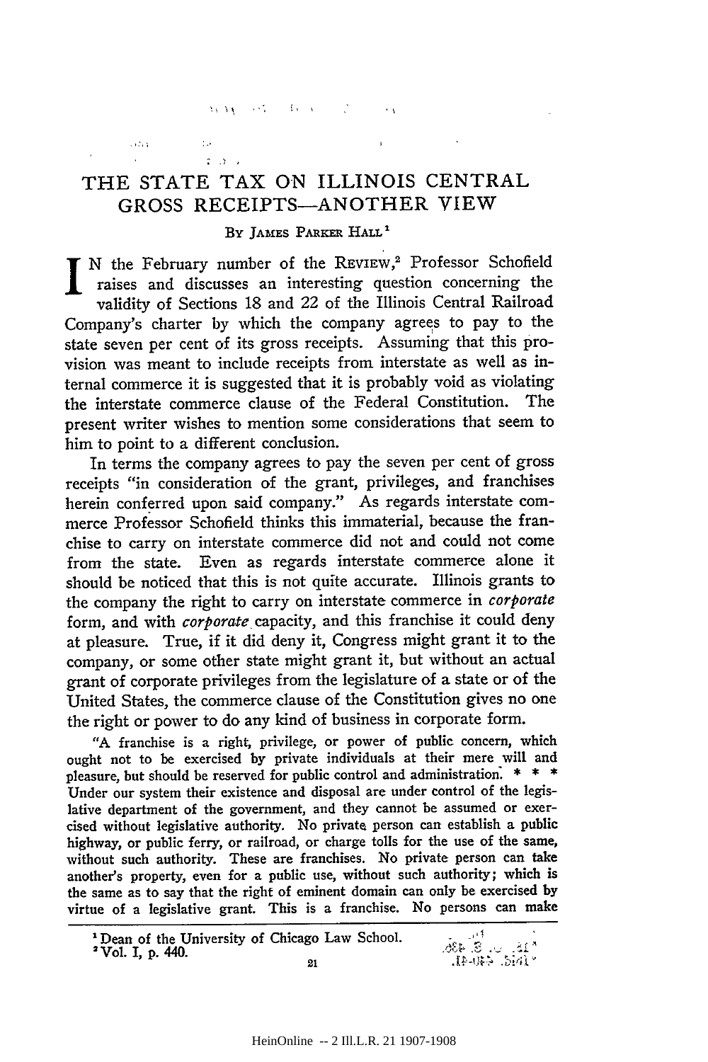# THE STATE TAX ON ILLINOIS CENTRAL GROSS RECEIPTS—ANOTHER VIEW

By James Parker Hall [1]

In the February number of the Review,[2] Professor Schofield raises and discusses an interesting question concerning the validity of Sections 18 and 22 of the Illinois Central Railroad Company's charter by which the company agrees to pay to the state seven per cent of its gross receipts. Assuming that this provision was meant to include receipts from interstate as well as internal commerce it is suggested that it is probably void as violating the interstate commerce clause of the Federal Constitution. The present writer wishes to mention some considerations that seem to him to point to a different conclusion.

In terms the company agrees to pay the seven per cent of gross receipts "in consideration of the grant, privileges, and franchises herein conferred upon said company." As regards interstate commerce Professor Schofield thinks this immaterial, because the franchise to carry on interstate commerce did not and could not come from the state. Even as regards interstate commerce alone it should be noticed that this is not quite accurate. Illinois grants to the company the right to carry on interstate commerce in *corporate* form, and with *corporate* capacity, and this franchise it could deny at pleasure. True, if it did deny it, Congress might grant it to the company, or some other state might grant it, but without an actual grant of corporate privileges from the legislature of a state or of the United States, the commerce clause of the Constitution gives no one the right or power to do any kind of business in corporate form.

> "A franchise is a right, privilege, or power of public concern, which ought not to be exercised by private individuals at their mere will and pleasure, but should be reserved for public control and administration. * * * Under our system their existence and disposal are under control of the legislative department of the government, and they cannot be assumed or exercised without legislative authority. No private person can establish a public highway, or public ferry, or railroad, or charge tolls for the use of the same, without such authority. These are franchises. No private person can take another's property, even for a public use, without such authority; which is the same as to say that the right of eminent domain can only be exercised by virtue of a legislative grant. This is a franchise. No persons can make

---

[1] Dean of the University of Chicago Law School.

[2] Vol. I, p. 440.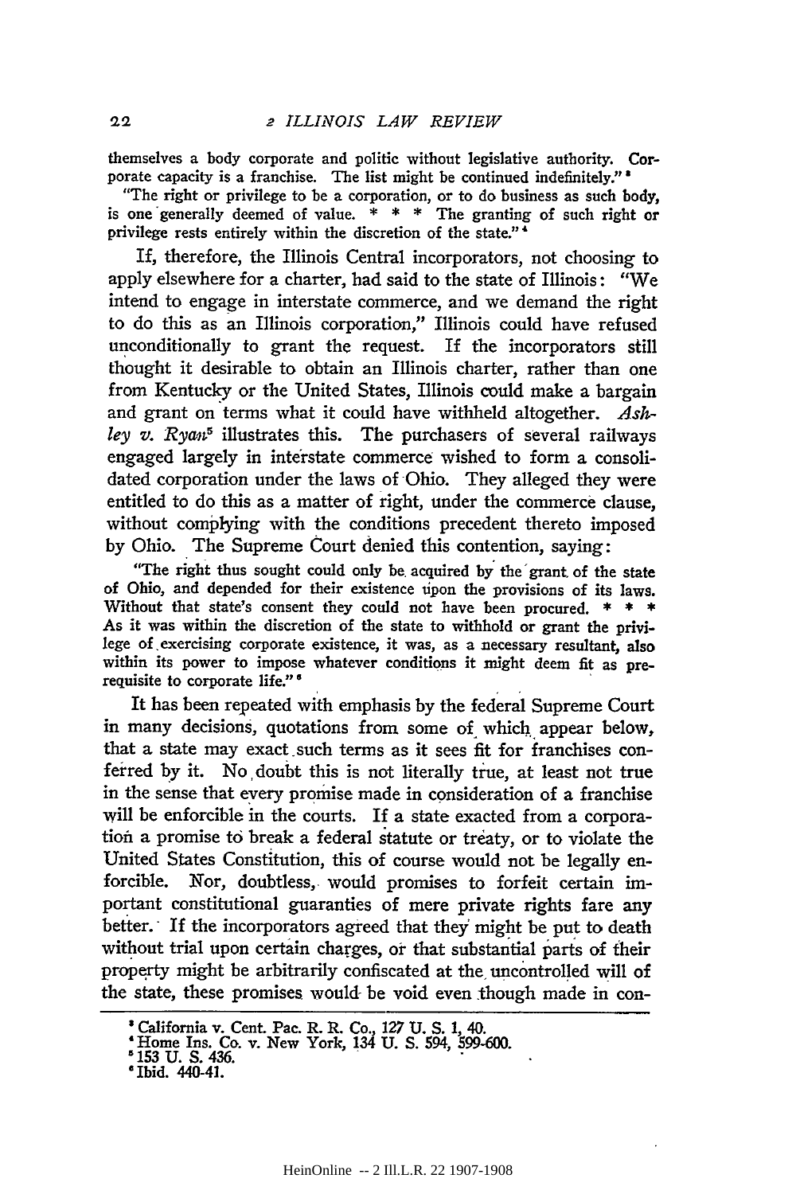themselves a body corporate and politic without legislative authority. Corporate capacity is a franchise. The list might be continued indefinitely."[3]

"The right or privilege to be a corporation, or to do business as such body, is one generally deemed of value. * * * The granting of such right or privilege rests entirely within the discretion of the state."[4]

If, therefore, the Illinois Central incorporators, not choosing to apply elsewhere for a charter, had said to the state of Illinois: "We intend to engage in interstate commerce, and we demand the right to do this as an Illinois corporation," Illinois could have refused unconditionally to grant the request. If the incorporators still thought it desirable to obtain an Illinois charter, rather than one from Kentucky or the United States, Illinois could make a bargain and grant on terms what it could have withheld altogether. *Ashley v. Ryan*[5] illustrates this. The purchasers of several railways engaged largely in interstate commerce wished to form a consolidated corporation under the laws of Ohio. They alleged they were entitled to do this as a matter of right, under the commerce clause, without complying with the conditions precedent thereto imposed by Ohio. The Supreme Court denied this contention, saying:

"The right thus sought could only be acquired by the grant of the state of Ohio, and depended for their existence upon the provisions of its laws. Without that state's consent they could not have been procured. * * * As it was within the discretion of the state to withhold or grant the privilege of exercising corporate existence, it was, as a necessary resultant, also within its power to impose whatever conditions it might deem fit as prerequisite to corporate life."[6]

It has been repeated with emphasis by the federal Supreme Court in many decisions, quotations from some of which appear below, that a state may exact such terms as it sees fit for franchises conferred by it. No doubt this is not literally true, at least not true in the sense that every promise made in consideration of a franchise will be enforcible in the courts. If a state exacted from a corporation a promise to break a federal statute or treaty, or to violate the United States Constitution, this of course would not be legally enforcible. Nor, doubtless, would promises to forfeit certain important constitutional guaranties of mere private rights fare any better. If the incorporators agreed that they might be put to death without trial upon certain charges, or that substantial parts of their property might be arbitrarily confiscated at the uncontrolled will of the state, these promises would be void even though made in con-

---

[3] California v. Cent. Pac. R. R. Co., 127 U. S. 1, 40.

[4] Home Ins. Co. v. New York, 134 U. S. 594, 599-600.

[5] 153 U. S. 436.

[6] Ibid. 440-41.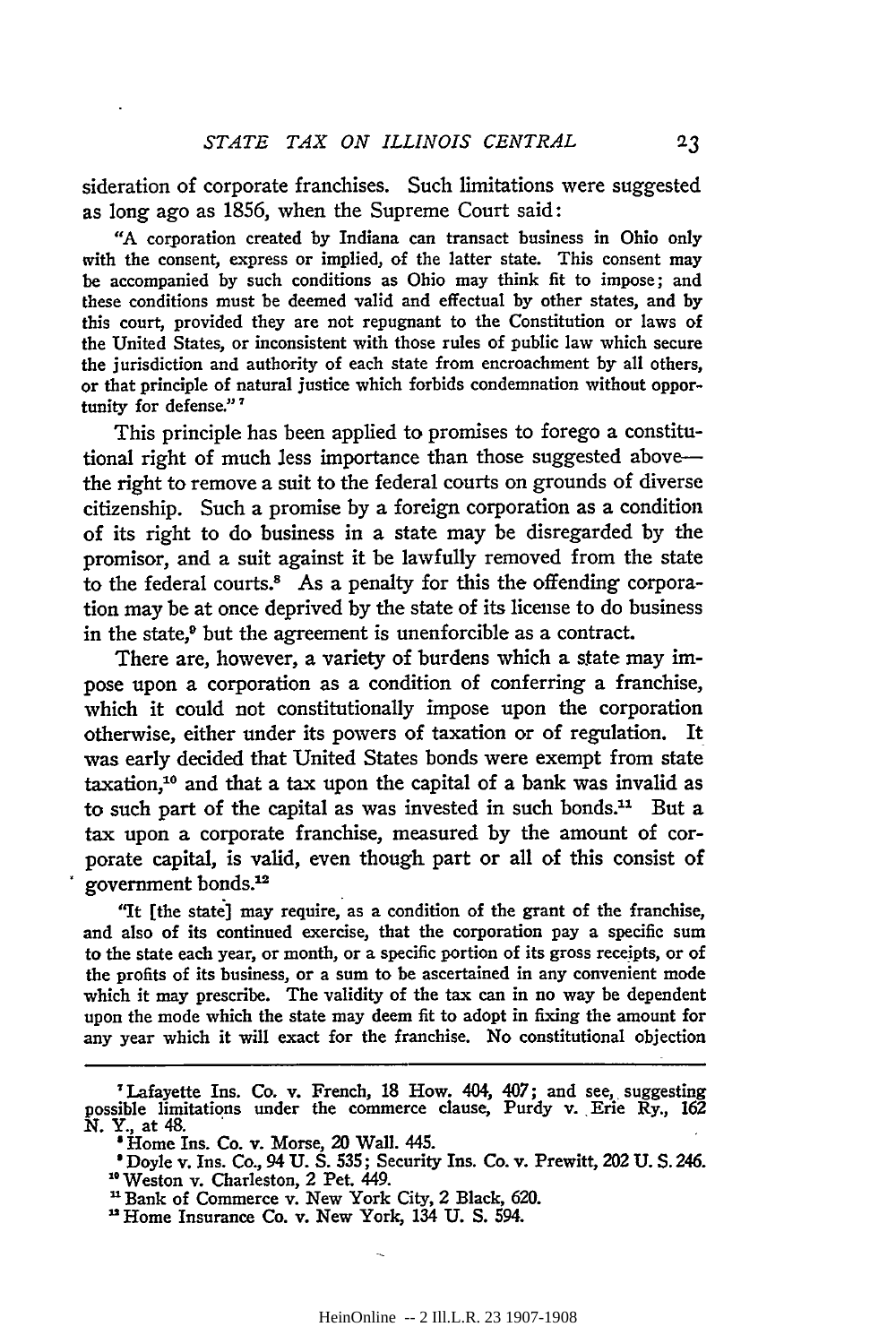sideration of corporate franchises. Such limitations were suggested as long ago as 1856, when the Supreme Court said:

> "A corporation created by Indiana can transact business in Ohio only with the consent, express or implied, of the latter state. This consent may be accompanied by such conditions as Ohio may think fit to impose; and these conditions must be deemed valid and effectual by other states, and by this court, provided they are not repugnant to the Constitution or laws of the United States, or inconsistent with those rules of public law which secure the jurisdiction and authority of each state from encroachment by all others, or that principle of natural justice which forbids condemnation without opportunity for defense." [7]

This principle has been applied to promises to forego a constitutional right of much less importance than those suggested above—the right to remove a suit to the federal courts on grounds of diverse citizenship. Such a promise by a foreign corporation as a condition of its right to do business in a state may be disregarded by the promisor, and a suit against it be lawfully removed from the state to the federal courts.[8] As a penalty for this the offending corporation may be at once deprived by the state of its license to do business in the state,[9] but the agreement is unenforcible as a contract.

There are, however, a variety of burdens which a state may impose upon a corporation as a condition of conferring a franchise, which it could not constitutionally impose upon the corporation otherwise, either under its powers of taxation or of regulation. It was early decided that United States bonds were exempt from state taxation,[10] and that a tax upon the capital of a bank was invalid as to such part of the capital as was invested in such bonds.[11] But a tax upon a corporate franchise, measured by the amount of corporate capital, is valid, even though part or all of this consist of government bonds.[12]

> "It [the state] may require, as a condition of the grant of the franchise, and also of its continued exercise, that the corporation pay a specific sum to the state each year, or month, or a specific portion of its gross receipts, or of the profits of its business, or a sum to be ascertained in any convenient mode which it may prescribe. The validity of the tax can in no way be dependent upon the mode which the state may deem fit to adopt in fixing the amount for any year which it will exact for the franchise. No constitutional objection

---

[7] Lafayette Ins. Co. v. French, 18 How. 404, 407; and see, suggesting possible limitations under the commerce clause, Purdy v. Erie Ry., 162 N. Y., at 48.

[8] Home Ins. Co. v. Morse, 20 Wall. 445.

[9] Doyle v. Ins. Co., 94 U. S. 535; Security Ins. Co. v. Prewitt, 202 U. S. 246.

[10] Weston v. Charleston, 2 Pet. 449.

[11] Bank of Commerce v. New York City, 2 Black, 620.

[12] Home Insurance Co. v. New York, 134 U. S. 594.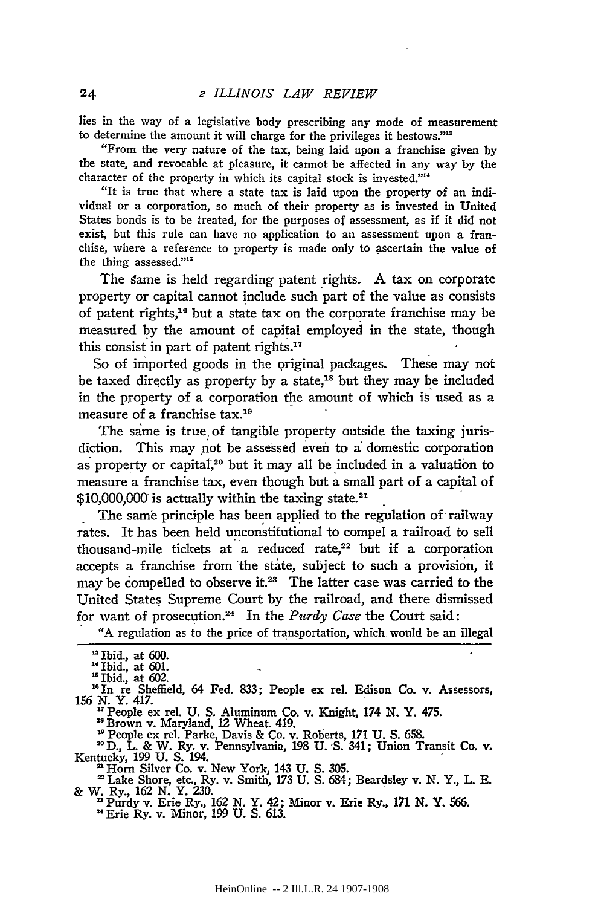lies in the way of a legislative body prescribing any mode of measurement to determine the amount it will charge for the privileges it bestows."[13]

"From the very nature of the tax, being laid upon a franchise given by the state, and revocable at pleasure, it cannot be affected in any way by the character of the property in which its capital stock is invested."[14]

"It is true that where a state tax is laid upon the property of an individual or a corporation, so much of their property as is invested in United States bonds is to be treated, for the purposes of assessment, as if it did not exist, but this rule can have no application to an assessment upon a franchise, where a reference to property is made only to ascertain the value of the thing assessed."[15]

The same is held regarding patent rights. A tax on corporate property or capital cannot include such part of the value as consists of patent rights,[16] but a state tax on the corporate franchise may be measured by the amount of capital employed in the state, though this consist in part of patent rights.[17]

So of imported goods in the original packages. These may not be taxed directly as property by a state,[18] but they may be included in the property of a corporation the amount of which is used as a measure of a franchise tax.[19]

The same is true of tangible property outside the taxing jurisdiction. This may not be assessed even to a domestic corporation as property or capital,[20] but it may all be included in a valuation to measure a franchise tax, even though but a small part of a capital of $10,000,000 is actually within the taxing state.[21]

The same principle has been applied to the regulation of railway rates. It has been held unconstitutional to compel a railroad to sell thousand-mile tickets at a reduced rate,[22] but if a corporation accepts a franchise from the state, subject to such a provision, it may be compelled to observe it.[23] The latter case was carried to the United States Supreme Court by the railroad, and there dismissed for want of prosecution.[24] In the *Purdy Case* the Court said:

"A regulation as to the price of transportation, which would be an illegal

---

[13] Ibid., at 600.

[14] Ibid., at 601.

[15] Ibid., at 602.

[16] In re Sheffield, 64 Fed. 833; People ex rel. Edison Co. v. Assessors, 156 N. Y. 417.

[17] People ex rel. U. S. Aluminum Co. v. Knight, 174 N. Y. 475.

[18] Brown v. Maryland, 12 Wheat. 419.

[19] People ex rel. Parke, Davis & Co. v. Roberts, 171 U. S. 658.

[20] D., L. & W. Ry. v. Pennsylvania, 198 U. S. 341; Union Transit Co. v. Kentucky, 199 U. S. 194.

[21] Horn Silver Co. v. New York, 143 U. S. 305.

[22] Lake Shore, etc., Ry. v. Smith, 173 U. S. 684; Beardsley v. N. Y., L. E. & W. Ry., 162 N. Y. 230.

[23] Purdy v. Erie Ry., 162 N. Y. 42; Minor v. Erie Ry., 171 N. Y. 566.

[24] Erie Ry. v. Minor, 199 U. S. 613.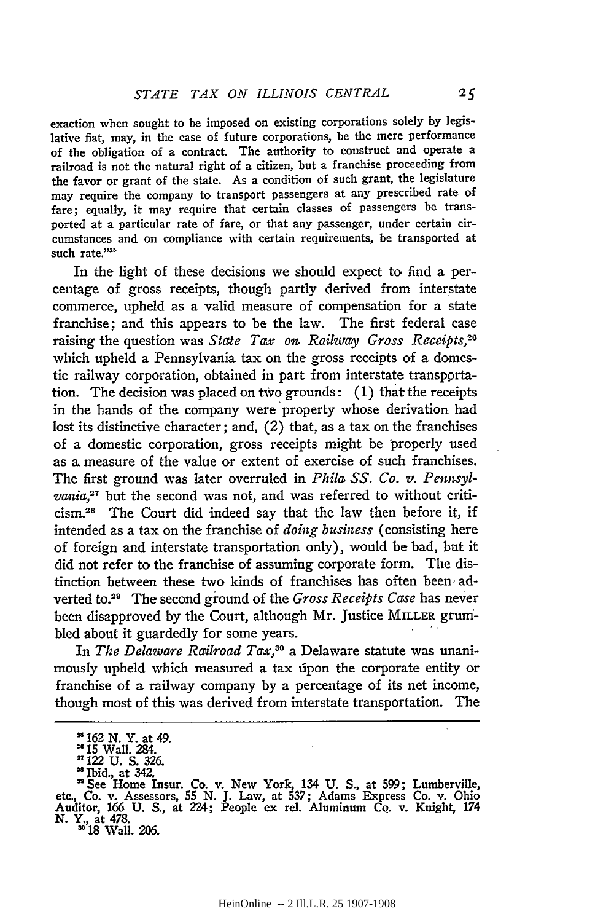exaction when sought to be imposed on existing corporations solely by legislative fiat, may, in the case of future corporations, be the mere performance of the obligation of a contract. The authority to construct and operate a railroad is not the natural right of a citizen, but a franchise proceeding from the favor or grant of the state. As a condition of such grant, the legislature may require the company to transport passengers at any prescribed rate of fare; equally, it may require that certain classes of passengers be transported at a particular rate of fare, or that any passenger, under certain circumstances and on compliance with certain requirements, be transported at such rate."[25]

In the light of these decisions we should expect to find a percentage of gross receipts, though partly derived from interstate commerce, upheld as a valid measure of compensation for a state franchise; and this appears to be the law. The first federal case raising the question was *State Tax on Railway Gross Receipts*,[26] which upheld a Pennsylvania tax on the gross receipts of a domestic railway corporation, obtained in part from interstate transportation. The decision was placed on two grounds: (1) that the receipts in the hands of the company were property whose derivation had lost its distinctive character; and, (2) that, as a tax on the franchises of a domestic corporation, gross receipts might be properly used as a measure of the value or extent of exercise of such franchises. The first ground was later overruled in *Phila SS. Co. v. Pennsylvania*,[27] but the second was not, and was referred to without criticism.[28] The Court did indeed say that the law then before it, if intended as a tax on the franchise of *doing business* (consisting here of foreign and interstate transportation only), would be bad, but it did not refer to the franchise of assuming corporate form. The distinction between these two kinds of franchises has often been adverted to.[29] The second ground of the *Gross Receipts Case* has never been disapproved by the Court, although Mr. Justice MILLER grumbled about it guardedly for some years.

In *The Delaware Railroad Tax*,[30] a Delaware statute was unanimously upheld which measured a tax upon the corporate entity or franchise of a railway company by a percentage of its net income, though most of this was derived from interstate transportation. The

---

[25] 162 N. Y. at 49.

[26] 15 Wall. 284.

[27] 122 U. S. 326.

[28] Ibid., at 342.

[29] See Home Insur. Co. v. New York, 134 U. S., at 599; Lumberville, etc., Co. v. Assessors, 55 N. J. Law, at 537; Adams Express Co. v. Ohio Auditor, 166 U. S., at 224; People ex rel. Aluminum Co. v. Knight, 174 N. Y., at 478.

[30] 18 Wall. 206.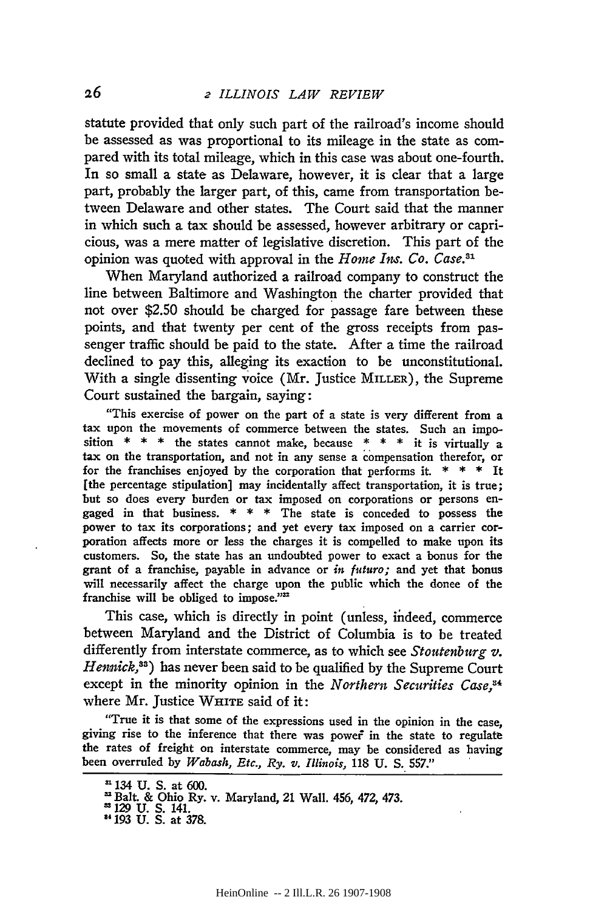statute provided that only such part of the railroad's income should be assessed as was proportional to its mileage in the state as compared with its total mileage, which in this case was about one-fourth. In so small a state as Delaware, however, it is clear that a large part, probably the larger part, of this, came from transportation between Delaware and other states. The Court said that the manner in which such a tax should be assessed, however arbitrary or capricious, was a mere matter of legislative discretion. This part of the opinion was quoted with approval in the *Home Ins. Co. Case.*[31]

When Maryland authorized a railroad company to construct the line between Baltimore and Washington the charter provided that not over $2.50 should be charged for passage fare between these points, and that twenty per cent of the gross receipts from passenger traffic should be paid to the state. After a time the railroad declined to pay this, alleging its exaction to be unconstitutional. With a single dissenting voice (Mr. Justice MILLER), the Supreme Court sustained the bargain, saying:

> "This exercise of power on the part of a state is very different from a tax upon the movements of commerce between the states. Such an imposition * * * the states cannot make, because * * * it is virtually a tax on the transportation, and not in any sense a compensation therefor, or for the franchises enjoyed by the corporation that performs it. * * * It [the percentage stipulation] may incidentally affect transportation, it is true; but so does every burden or tax imposed on corporations or persons engaged in that business. * * * The state is conceded to possess the power to tax its corporations; and yet every tax imposed on a carrier corporation affects more or less the charges it is compelled to make upon its customers. So, the state has an undoubted power to exact a bonus for the grant of a franchise, payable in advance or *in futuro;* and yet that bonus will necessarily affect the charge upon the public which the donee of the franchise will be obliged to impose."[32]

This case, which is directly in point (unless, indeed, commerce between Maryland and the District of Columbia is to be treated differently from interstate commerce, as to which see *Stoutenburg v. Hennick,*[33]) has never been said to be qualified by the Supreme Court except in the minority opinion in the *Northern Securities Case,*[34] where Mr. Justice WHITE said of it:

> "True it is that some of the expressions used in the opinion in the case, giving rise to the inference that there was power in the state to regulate the rates of freight on interstate commerce, may be considered as having been overruled by *Wabash, Etc., Ry. v. Illinois,* 118 U. S. 557."

---

[31] 134 U. S. at 600.

[32] Balt. & Ohio Ry. v. Maryland, 21 Wall. 456, 472, 473.

[33] 129 U. S. 141.

[34] 193 U. S. at 378.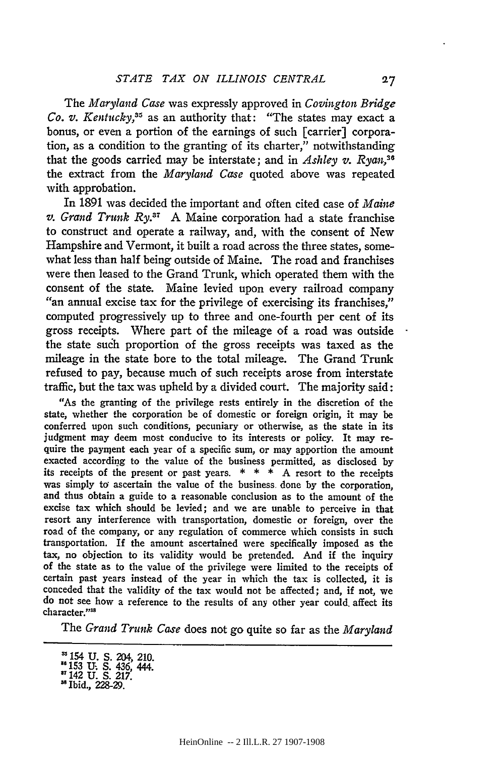The *Maryland Case* was expressly approved in *Covington Bridge Co. v. Kentucky*,[35] as an authority that: "The states may exact a bonus, or even a portion of the earnings of such [carrier] corporation, as a condition to the granting of its charter," notwithstanding that the goods carried may be interstate; and in *Ashley v. Ryan*,[36] the extract from the *Maryland Case* quoted above was repeated with approbation.

In 1891 was decided the important and often cited case of *Maine v. Grand Trunk Ry.*[37] A Maine corporation had a state franchise to construct and operate a railway, and, with the consent of New Hampshire and Vermont, it built a road across the three states, somewhat less than half being outside of Maine. The road and franchises were then leased to the Grand Trunk, which operated them with the consent of the state. Maine levied upon every railroad company "an annual excise tax for the privilege of exercising its franchises," computed progressively up to three and one-fourth per cent of its gross receipts. Where part of the mileage of a road was outside the state such proportion of the gross receipts was taxed as the mileage in the state bore to the total mileage. The Grand Trunk refused to pay, because much of such receipts arose from interstate traffic, but the tax was upheld by a divided court. The majority said:

> "As the granting of the privilege rests entirely in the discretion of the state, whether the corporation be of domestic or foreign origin, it may be conferred upon such conditions, pecuniary or otherwise, as the state in its judgment may deem most conducive to its interests or policy. It may require the payment each year of a specific sum, or may apportion the amount exacted according to the value of the business permitted, as disclosed by its receipts of the present or past years. * * * A resort to the receipts was simply to ascertain the value of the business done by the corporation, and thus obtain a guide to a reasonable conclusion as to the amount of the excise tax which should be levied; and we are unable to perceive in that resort any interference with transportation, domestic or foreign, over the road of the company, or any regulation of commerce which consists in such transportation. If the amount ascertained were specifically imposed as the tax, no objection to its validity would be pretended. And if the inquiry of the state as to the value of the privilege were limited to the receipts of certain past years instead of the year in which the tax is collected, it is conceded that the validity of the tax would not be affected; and, if not, we do not see how a reference to the results of any other year could affect its character."[38]

The *Grand Trunk Case* does not go quite so far as the *Maryland*

---

[35] 154 U. S. 204, 210.

[36] 153 U. S. 436, 444.

[37] 142 U. S. 217.

[38] Ibid., 228-29.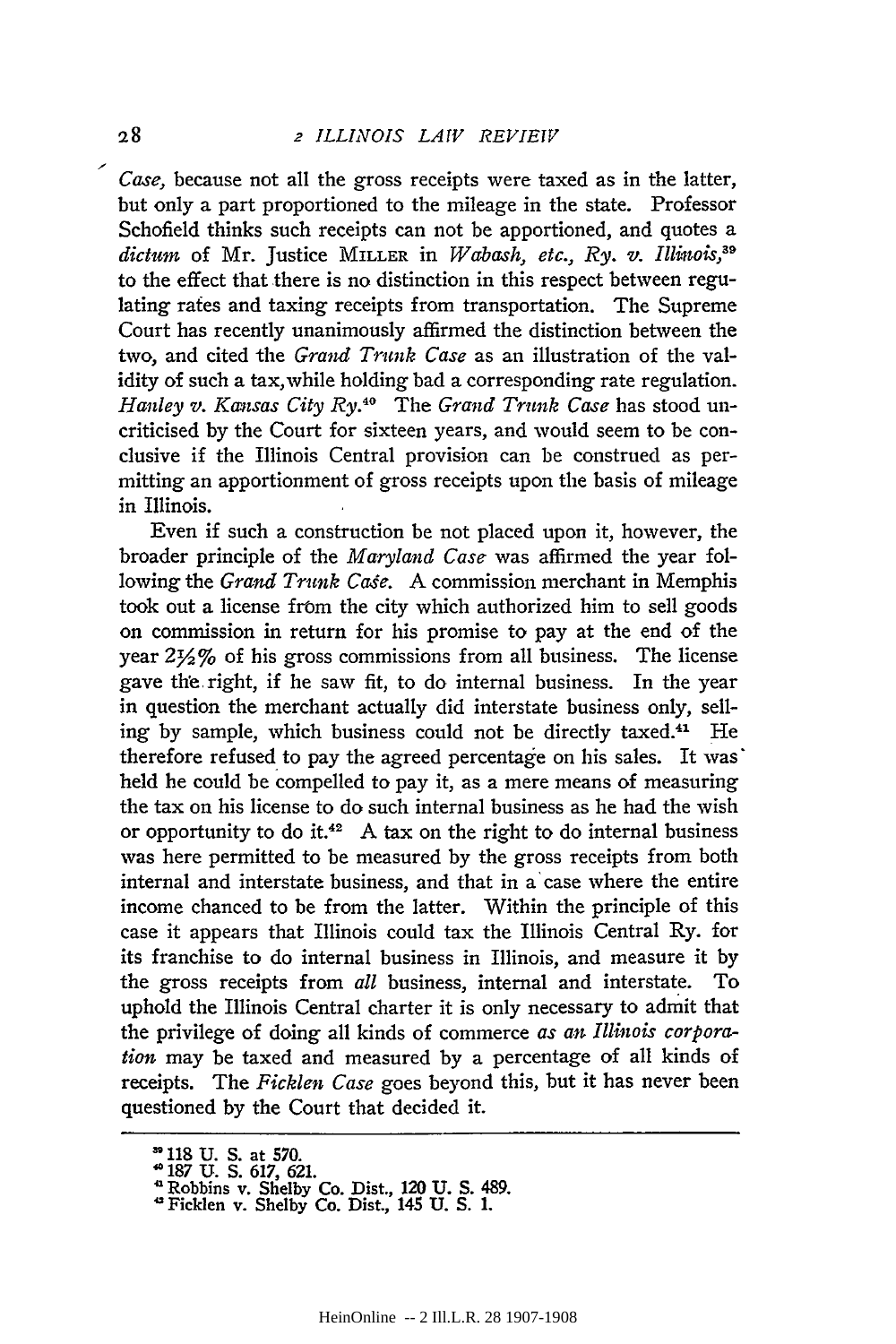*Case,* because not all the gross receipts were taxed as in the latter, but only a part proportioned to the mileage in the state. Professor Schofield thinks such receipts can not be apportioned, and quotes a *dictum* of Mr. Justice MILLER in *Wabash, etc., Ry. v. Illinois,*[39] to the effect that there is no distinction in this respect between regulating rates and taxing receipts from transportation. The Supreme Court has recently unanimously affirmed the distinction between the two, and cited the *Grand Trunk Case* as an illustration of the validity of such a tax, while holding bad a corresponding rate regulation. *Hanley v. Kansas City Ry.*[40] The *Grand Trunk Case* has stood uncriticised by the Court for sixteen years, and would seem to be conclusive if the Illinois Central provision can be construed as permitting an apportionment of gross receipts upon the basis of mileage in Illinois.

Even if such a construction be not placed upon it, however, the broader principle of the *Maryland Case* was affirmed the year following the *Grand Trunk Case.* A commission merchant in Memphis took out a license from the city which authorized him to sell goods on commission in return for his promise to pay at the end of the year 2½% of his gross commissions from all business. The license gave the right, if he saw fit, to do internal business. In the year in question the merchant actually did interstate business only, selling by sample, which business could not be directly taxed.[41] He therefore refused to pay the agreed percentage on his sales. It was held he could be compelled to pay it, as a mere means of measuring the tax on his license to do such internal business as he had the wish or opportunity to do it.[42] A tax on the right to do internal business was here permitted to be measured by the gross receipts from both internal and interstate business, and that in a case where the entire income chanced to be from the latter. Within the principle of this case it appears that Illinois could tax the Illinois Central Ry. for its franchise to do internal business in Illinois, and measure it by the gross receipts from *all* business, internal and interstate. To uphold the Illinois Central charter it is only necessary to admit that the privilege of doing all kinds of commerce *as an Illinois corporation* may be taxed and measured by a percentage of all kinds of receipts. The *Ficklen Case* goes beyond this, but it has never been questioned by the Court that decided it.

---

[39] 118 U. S. at 570.

[40] 187 U. S. 617, 621.

[41] Robbins v. Shelby Co. Dist., 120 U. S. 489.

[42] Ficklen v. Shelby Co. Dist., 145 U. S. 1.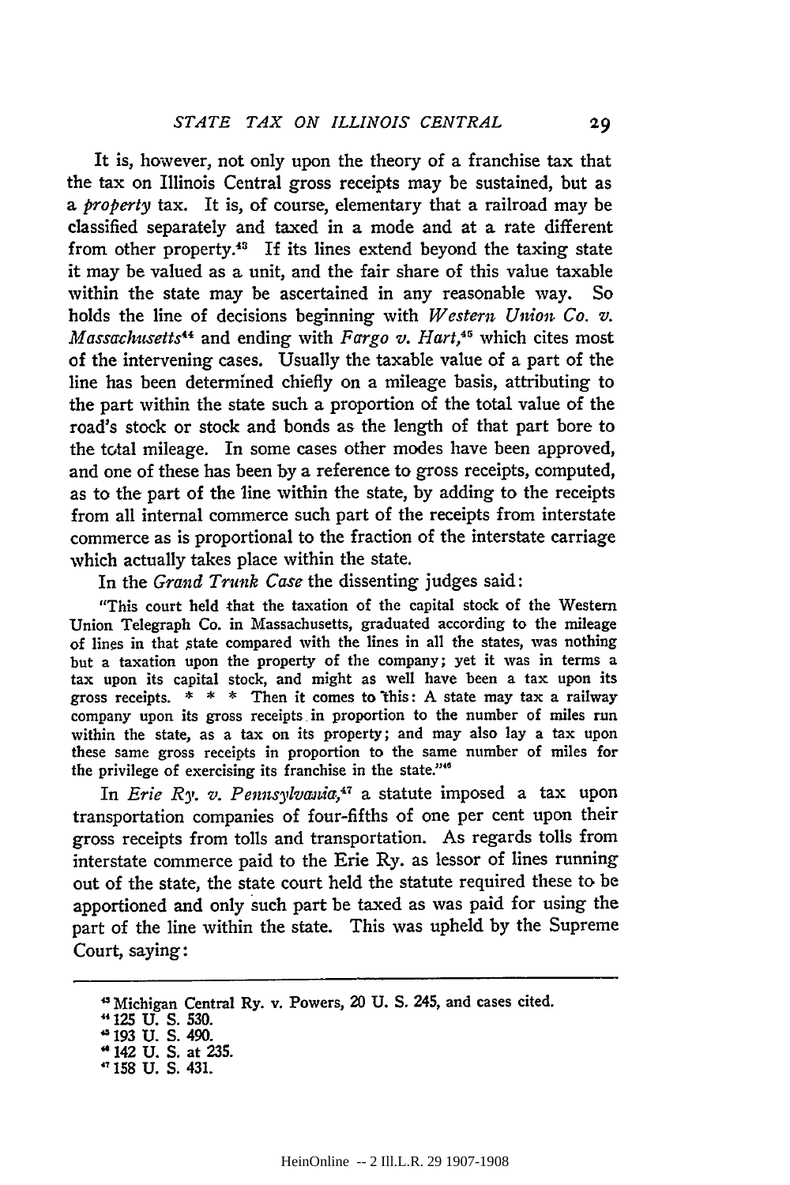It is, however, not only upon the theory of a franchise tax that the tax on Illinois Central gross receipts may be sustained, but as a *property* tax. It is, of course, elementary that a railroad may be classified separately and taxed in a mode and at a rate different from other property.[43] If its lines extend beyond the taxing state it may be valued as a unit, and the fair share of this value taxable within the state may be ascertained in any reasonable way. So holds the line of decisions beginning with *Western Union Co. v. Massachusetts*[44] and ending with *Fargo v. Hart*,[45] which cites most of the intervening cases. Usually the taxable value of a part of the line has been determined chiefly on a mileage basis, attributing to the part within the state such a proportion of the total value of the road's stock or stock and bonds as the length of that part bore to the total mileage. In some cases other modes have been approved, and one of these has been by a reference to gross receipts, computed, as to the part of the line within the state, by adding to the receipts from all internal commerce such part of the receipts from interstate commerce as is proportional to the fraction of the interstate carriage which actually takes place within the state.

In the *Grand Trunk Case* the dissenting judges said:

> "This court held that the taxation of the capital stock of the Western Union Telegraph Co. in Massachusetts, graduated according to the mileage of lines in that state compared with the lines in all the states, was nothing but a taxation upon the property of the company; yet it was in terms a tax upon its capital stock, and might as well have been a tax upon its gross receipts. * * * Then it comes to this: A state may tax a railway company upon its gross receipts in proportion to the number of miles run within the state, as a tax on its property; and may also lay a tax upon these same gross receipts in proportion to the same number of miles for the privilege of exercising its franchise in the state."[46]

In *Erie Ry. v. Pennsylvania*,[47] a statute imposed a tax upon transportation companies of four-fifths of one per cent upon their gross receipts from tolls and transportation. As regards tolls from interstate commerce paid to the Erie Ry. as lessor of lines running out of the state, the state court held the statute required these to be apportioned and only such part be taxed as was paid for using the part of the line within the state. This was upheld by the Supreme Court, saying:

---

[43] Michigan Central Ry. v. Powers, 20 U. S. 245, and cases cited.

[44] 125 U. S. 530.

[45] 193 U. S. 490.

[46] 142 U. S. at 235.

[47] 158 U. S. 431.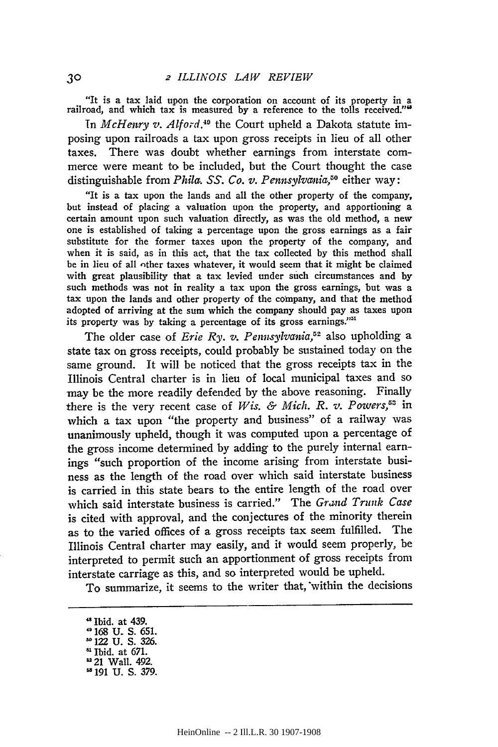"It is a tax laid upon the corporation on account of its property in a railroad, and which tax is measured by a reference to the tolls received."[48]

In *McHenry v. Alford*,[49] the Court upheld a Dakota statute imposing upon railroads a tax upon gross receipts in lieu of all other taxes. There was doubt whether earnings from interstate commerce were meant to be included, but the Court thought the case distinguishable from *Phila. SS. Co. v. Pennsylvania*,[50] either way:

> "It is a tax upon the lands and all the other property of the company, but instead of placing a valuation upon the property, and apportioning a certain amount upon such valuation directly, as was the old method, a new one is established of taking a percentage upon the gross earnings as a fair substitute for the former taxes upon the property of the company, and when it is said, as in this act, that the tax collected by this method shall be in lieu of all other taxes whatever, it would seem that it might be claimed with great plausibility that a tax levied under such circumstances and by such methods was not in reality a tax upon the gross earnings, but was a tax upon the lands and other property of the company, and that the method adopted of arriving at the sum which the company should pay as taxes upon its property was by taking a percentage of its gross earnings."[51]

The older case of *Erie Ry. v. Pennsylvania*,[52] also upholding a state tax on gross receipts, could probably be sustained today on the same ground. It will be noticed that the gross receipts tax in the Illinois Central charter is in lieu of local municipal taxes and so may be the more readily defended by the above reasoning. Finally there is the very recent case of *Wis. & Mich. R. v. Powers*,[53] in which a tax upon "the property and business" of a railway was unanimously upheld, though it was computed upon a percentage of the gross income determined by adding to the purely internal earnings "such proportion of the income arising from interstate business as the length of the road over which said interstate business is carried in this state bears to the entire length of the road over which said interstate business is carried." The *Grand Trunk Case* is cited with approval, and the conjectures of the minority therein as to the varied offices of a gross receipts tax seem fulfilled. The Illinois Central charter may easily, and it would seem properly, be interpreted to permit such an apportionment of gross receipts from interstate carriage as this, and so interpreted would be upheld.

To summarize, it seems to the writer that, within the decisions

---

[48] Ibid. at 439.
[49] 168 U. S. 651.
[50] 122 U. S. 326.
[51] Ibid. at 671.
[52] 21 Wall. 492.
[53] 191 U. S. 379.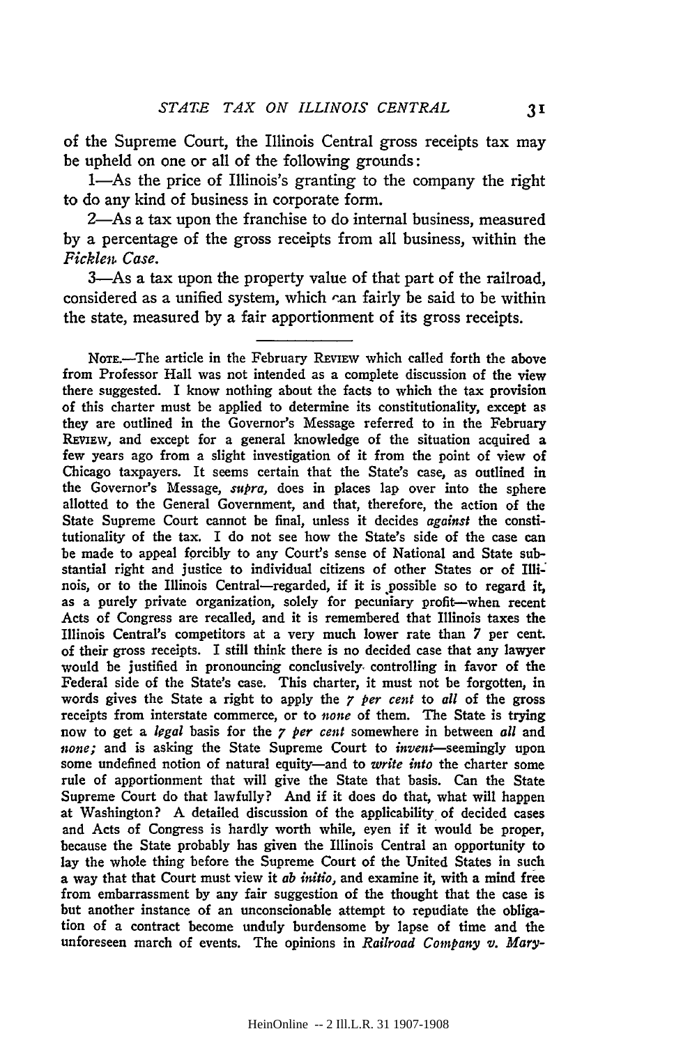of the Supreme Court, the Illinois Central gross receipts tax may be upheld on one or all of the following grounds:

1—As the price of Illinois's granting to the company the right to do any kind of business in corporate form.

2—As a tax upon the franchise to do internal business, measured by a percentage of the gross receipts from all business, within the *Ficklen Case.*

3—As a tax upon the property value of that part of the railroad, considered as a unified system, which can fairly be said to be within the state, measured by a fair apportionment of its gross receipts.

---

NOTE.—The article in the February REVIEW which called forth the above from Professor Hall was not intended as a complete discussion of the view there suggested. I know nothing about the facts to which the tax provision of this charter must be applied to determine its constitutionality, except as they are outlined in the Governor's Message referred to in the February REVIEW, and except for a general knowledge of the situation acquired a few years ago from a slight investigation of it from the point of view of Chicago taxpayers. It seems certain that the State's case, as outlined in the Governor's Message, *supra,* does in places lap over into the sphere allotted to the General Government, and that, therefore, the action of the State Supreme Court cannot be final, unless it decides *against* the constitutionality of the tax. I do not see how the State's side of the case can be made to appeal forcibly to any Court's sense of National and State substantial right and justice to individual citizens of other States or of Illinois, or to the Illinois Central—regarded, if it is possible so to regard it, as a purely private organization, solely for pecuniary profit—when recent Acts of Congress are recalled, and it is remembered that Illinois taxes the Illinois Central's competitors at a very much lower rate than 7 per cent. of their gross receipts. I still think there is no decided case that any lawyer would be justified in pronouncing conclusively controlling in favor of the Federal side of the State's case. This charter, it must not be forgotten, in words gives the State a right to apply the *7 per cent* to *all* of the gross receipts from interstate commerce, or to *none* of them. The State is trying now to get a *legal* basis for the *7 per cent* somewhere in between *all* and *none;* and is asking the State Supreme Court to *invent*—seemingly upon some undefined notion of natural equity—and to *write into* the charter some rule of apportionment that will give the State that basis. Can the State Supreme Court do that lawfully? And if it does do that, what will happen at Washington? A detailed discussion of the applicability of decided cases and Acts of Congress is hardly worth while, even if it would be proper, because the State probably has given the Illinois Central an opportunity to lay the whole thing before the Supreme Court of the United States in such a way that that Court must view it *ab initio,* and examine it, with a mind free from embarrassment by any fair suggestion of the thought that the case is but another instance of an unconscionable attempt to repudiate the obligation of a contract become unduly burdensome by lapse of time and the unforeseen march of events. The opinions in *Railroad Company v. Mary-*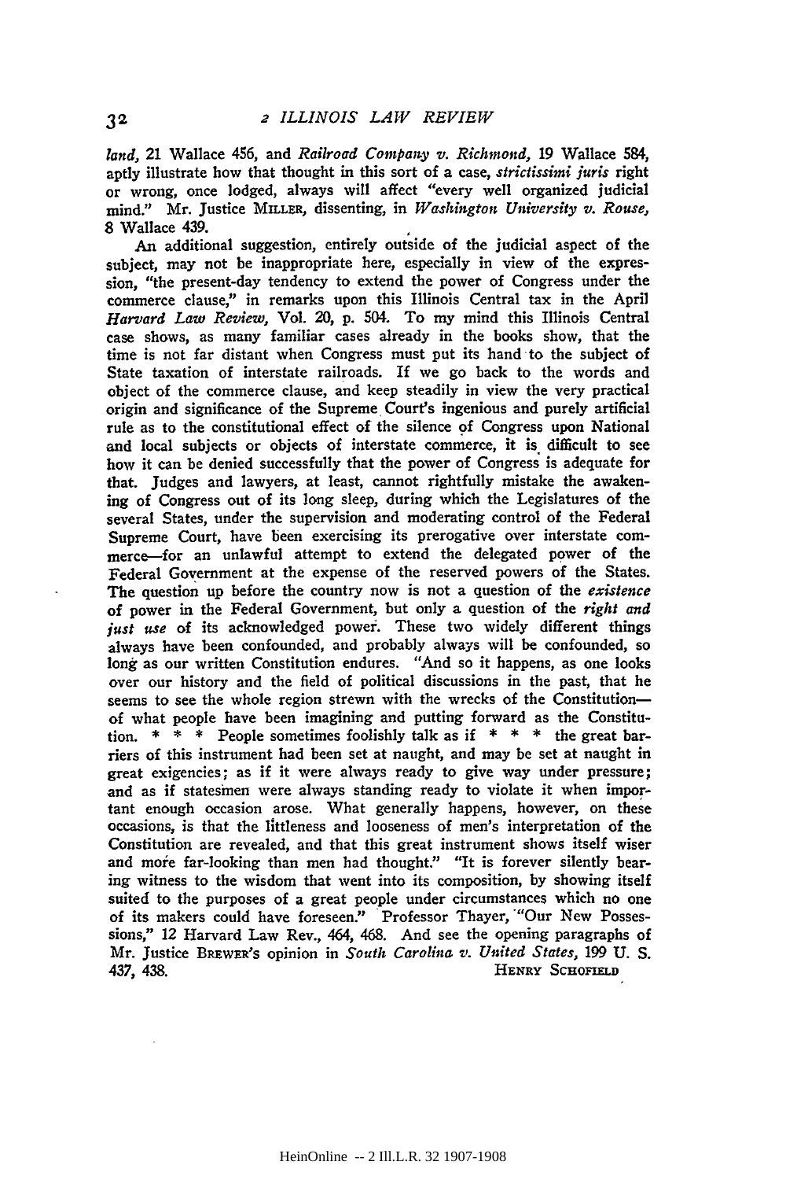*land*, 21 Wallace 456, and *Railroad Company v. Richmond*, 19 Wallace 584, aptly illustrate how that thought in this sort of a case, *strictissimi juris* right or wrong, once lodged, always will affect "every well organized judicial mind." Mr. Justice MILLER, dissenting, in *Washington University v. Rouse*, 8 Wallace 439.

An additional suggestion, entirely outside of the judicial aspect of the subject, may not be inappropriate here, especially in view of the expression, "the present-day tendency to extend the power of Congress under the commerce clause," in remarks upon this Illinois Central tax in the April *Harvard Law Review*, Vol. 20, p. 504. To my mind this Illinois Central case shows, as many familiar cases already in the books show, that the time is not far distant when Congress must put its hand to the subject of State taxation of interstate railroads. If we go back to the words and object of the commerce clause, and keep steadily in view the very practical origin and significance of the Supreme Court's ingenious and purely artificial rule as to the constitutional effect of the silence of Congress upon National and local subjects or objects of interstate commerce, it is difficult to see how it can be denied successfully that the power of Congress is adequate for that. Judges and lawyers, at least, cannot rightfully mistake the awakening of Congress out of its long sleep, during which the Legislatures of the several States, under the supervision and moderating control of the Federal Supreme Court, have been exercising its prerogative over interstate commerce—for an unlawful attempt to extend the delegated power of the Federal Government at the expense of the reserved powers of the States. The question up before the country now is not a question of the *existence* of power in the Federal Government, but only a question of the *right and just use* of its acknowledged power. These two widely different things always have been confounded, and probably always will be confounded, so long as our written Constitution endures. "And so it happens, as one looks over our history and the field of political discussions in the past, that he seems to see the whole region strewn with the wrecks of the Constitution—of what people have been imagining and putting forward as the Constitution. * * * People sometimes foolishly talk as if * * * the great barriers of this instrument had been set at naught, and may be set at naught in great exigencies; as if it were always ready to give way under pressure; and as if statesmen were always standing ready to violate it when important enough occasion arose. What generally happens, however, on these occasions, is that the littleness and looseness of men's interpretation of the Constitution are revealed, and that this great instrument shows itself wiser and more far-looking than men had thought." "It is forever silently bearing witness to the wisdom that went into its composition, by showing itself suited to the purposes of a great people under circumstances which no one of its makers could have foreseen." Professor Thayer, "Our New Possessions," 12 Harvard Law Rev., 464, 468. And see the opening paragraphs of Mr. Justice BREWER's opinion in *South Carolina v. United States*, 199 U. S. 437, 438.

HENRY SCHOFIELD